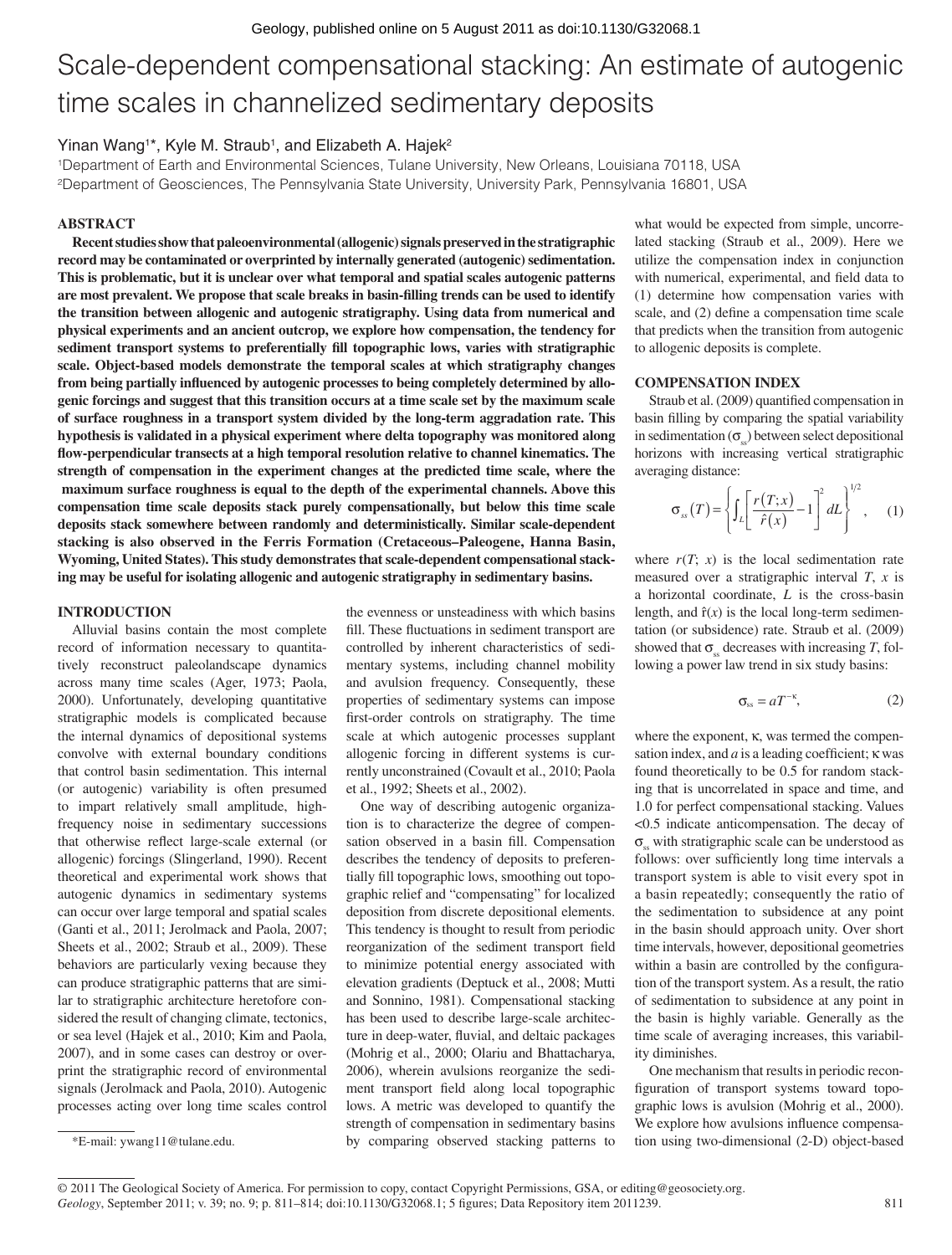# Scale-dependent compensational stacking: An estimate of autogenic time scales in channelized sedimentary deposits

Yinan Wang[1]*, Kyle M. Straub[1], and Elizabeth A. Hajek[2]

[1]Department of Earth and Environmental Sciences, Tulane University, New Orleans, Louisiana 70118, USA
[2]Department of Geosciences, The Pennsylvania State University, University Park, Pennsylvania 16801, USA

## ABSTRACT

**Recent studies show that paleoenvironmental (allogenic) signals preserved in the stratigraphic record may be contaminated or overprinted by internally generated (autogenic) sedimentation. This is problematic, but it is unclear over what temporal and spatial scales autogenic patterns are most prevalent. We propose that scale breaks in basin-filling trends can be used to identify the transition between allogenic and autogenic stratigraphy. Using data from numerical and physical experiments and an ancient outcrop, we explore how compensation, the tendency for sediment transport systems to preferentially fill topographic lows, varies with stratigraphic scale. Object-based models demonstrate the temporal scales at which stratigraphy changes from being partially influenced by autogenic processes to being completely determined by allogenic forcings and suggest that this transition occurs at a time scale set by the maximum scale of surface roughness in a transport system divided by the long-term aggradation rate. This hypothesis is validated in a physical experiment where delta topography was monitored along flow-perpendicular transects at a high temporal resolution relative to channel kinematics. The strength of compensation in the experiment changes at the predicted time scale, where the maximum surface roughness is equal to the depth of the experimental channels. Above this compensation time scale deposits stack purely compensationally, but below this time scale deposits stack somewhere between randomly and deterministically. Similar scale-dependent stacking is also observed in the Ferris Formation (Cretaceous–Paleogene, Hanna Basin, Wyoming, United States). This study demonstrates that scale-dependent compensational stacking may be useful for isolating allogenic and autogenic stratigraphy in sedimentary basins.**

## INTRODUCTION

Alluvial basins contain the most complete record of information necessary to quantitatively reconstruct paleolandscape dynamics across many time scales (Ager, 1973; Paola, 2000). Unfortunately, developing quantitative stratigraphic models is complicated because the internal dynamics of depositional systems convolve with external boundary conditions that control basin sedimentation. This internal (or autogenic) variability is often presumed to impart relatively small amplitude, high-frequency noise in sedimentary successions that otherwise reflect large-scale external (or allogenic) forcings (Slingerland, 1990). Recent theoretical and experimental work shows that autogenic dynamics in sedimentary systems can occur over large temporal and spatial scales (Ganti et al., 2011; Jerolmack and Paola, 2007; Sheets et al., 2002; Straub et al., 2009). These behaviors are particularly vexing because they can produce stratigraphic patterns that are similar to stratigraphic architecture heretofore considered the result of changing climate, tectonics, or sea level (Hajek et al., 2010; Kim and Paola, 2007), and in some cases can destroy or overprint the stratigraphic record of environmental signals (Jerolmack and Paola, 2010). Autogenic processes acting over long time scales control the evenness or unsteadiness with which basins fill. These fluctuations in sediment transport are controlled by inherent characteristics of sedimentary systems, including channel mobility and avulsion frequency. Consequently, these properties of sedimentary systems can impose first-order controls on stratigraphy. The time scale at which autogenic processes supplant allogenic forcing in different systems is currently unconstrained (Covault et al., 2010; Paola et al., 1992; Sheets et al., 2002).

One way of describing autogenic organization is to characterize the degree of compensation observed in a basin fill. Compensation describes the tendency of deposits to preferentially fill topographic lows, smoothing out topographic relief and "compensating" for localized deposition from discrete depositional elements. This tendency is thought to result from periodic reorganization of the sediment transport field to minimize potential energy associated with elevation gradients (Deptuck et al., 2008; Mutti and Sonnino, 1981). Compensational stacking has been used to describe large-scale architecture in deep-water, fluvial, and deltaic packages (Mohrig et al., 2000; Olariu and Bhattacharya, 2006), wherein avulsions reorganize the sediment transport field along local topographic lows. A metric was developed to quantify the strength of compensation in sedimentary basins by comparing observed stacking patterns to what would be expected from simple, uncorrelated stacking (Straub et al., 2009). Here we utilize the compensation index in conjunction with numerical, experimental, and field data to (1) determine how compensation varies with scale, and (2) define a compensation time scale that predicts when the transition from autogenic to allogenic deposits is complete.

## COMPENSATION INDEX

Straub et al. (2009) quantified compensation in basin filling by comparing the spatial variability in sedimentation ($\sigma_{ss}$) between select depositional horizons with increasing vertical stratigraphic averaging distance:

$$\sigma_{ss}(T) = \left\{ \int_L \left[ \frac{r(T;x)}{\hat{r}(x)} - 1 \right]^2 dL \right\}^{1/2}, \quad (1)$$

where $r(T; x)$ is the local sedimentation rate measured over a stratigraphic interval $T$, $x$ is a horizontal coordinate, $L$ is the cross-basin length, and $\hat{r}(x)$ is the local long-term sedimentation (or subsidence) rate. Straub et al. (2009) showed that $\sigma_{ss}$ decreases with increasing $T$, following a power law trend in six study basins:

$$\sigma_{ss} = aT^{-\kappa}, \quad (2)$$

where the exponent, $\kappa$, was termed the compensation index, and $a$ is a leading coefficient; $\kappa$ was found theoretically to be 0.5 for random stacking that is uncorrelated in space and time, and 1.0 for perfect compensational stacking. Values <0.5 indicate anticompensation. The decay of $\sigma_{ss}$ with stratigraphic scale can be understood as follows: over sufficiently long time intervals a transport system is able to visit every spot in a basin repeatedly; consequently the ratio of the sedimentation to subsidence at any point in the basin should approach unity. Over short time intervals, however, depositional geometries within a basin are controlled by the configuration of the transport system. As a result, the ratio of sedimentation to subsidence at any point in the basin is highly variable. Generally as the time scale of averaging increases, this variability diminishes.

One mechanism that results in periodic reconfiguration of transport systems toward topographic lows is avulsion (Mohrig et al., 2000). We explore how avulsions influence compensation using two-dimensional (2-D) object-based

---

*E-mail: ywang11@tulane.edu.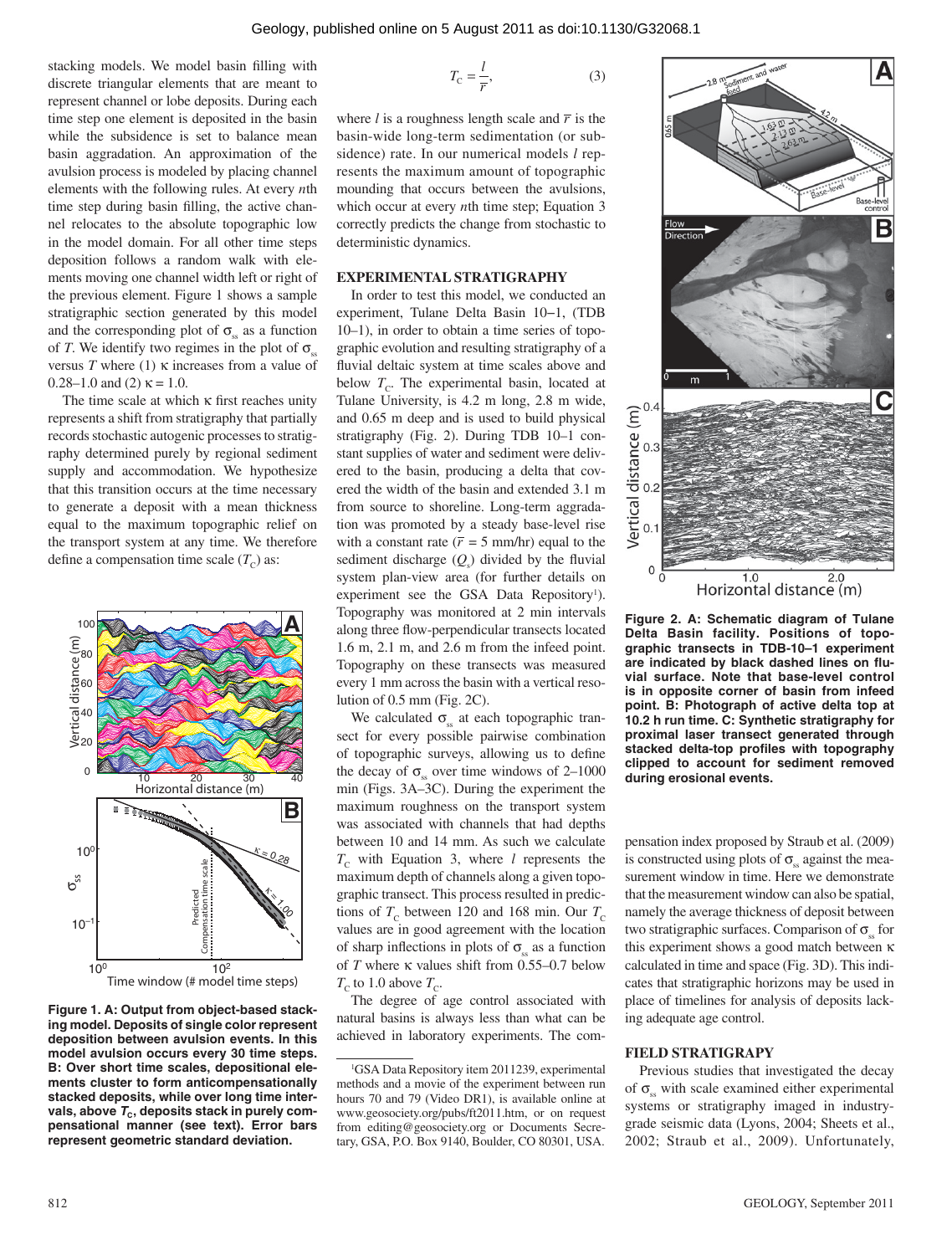stacking models. We model basin filling with discrete triangular elements that are meant to represent channel or lobe deposits. During each time step one element is deposited in the basin while the subsidence is set to balance mean basin aggradation. An approximation of the avulsion process is modeled by placing channel elements with the following rules. At every *n*th time step during basin filling, the active channel relocates to the absolute topographic low in the model domain. For all other time steps deposition follows a random walk with elements moving one channel width left or right of the previous element. Figure 1 shows a sample stratigraphic section generated by this model and the corresponding plot of $\sigma_{ss}$ as a function of $T$. We identify two regimes in the plot of $\sigma_{ss}$ versus $T$ where (1) $\kappa$ increases from a value of 0.28–1.0 and (2) $\kappa = 1.0$.

The time scale at which $\kappa$ first reaches unity represents a shift from stratigraphy that partially records stochastic autogenic processes to stratigraphy determined purely by regional sediment supply and accommodation. We hypothesize that this transition occurs at the time necessary to generate a deposit with a mean thickness equal to the maximum topographic relief on the transport system at any time. We therefore define a compensation time scale ($T_C$) as:

Figure 1. A: Output from object-based stacking model. Deposits of single color represent deposition between avulsion events. In this model avulsion occurs every 30 time steps. B: Over short time scales, depositional elements cluster to form anticompensationally stacked deposits, while over long time intervals, above $T_C$, deposits stack in purely compensational manner (see text). Error bars represent geometric standard deviation.

$$T_C = \frac{l}{\bar{r}}, \tag{3}$$

where $l$ is a roughness length scale and $\bar{r}$ is the basin-wide long-term sedimentation (or subsidence) rate. In our numerical models $l$ represents the maximum amount of topographic mounding that occurs between the avulsions, which occur at every *n*th time step; Equation 3 correctly predicts the change from stochastic to deterministic dynamics.

## EXPERIMENTAL STRATIGRAPHY

In order to test this model, we conducted an experiment, Tulane Delta Basin 10–1, (TDB 10–1), in order to obtain a time series of topographic evolution and resulting stratigraphy of a fluvial deltaic system at time scales above and below $T_C$. The experimental basin, located at Tulane University, is 4.2 m long, 2.8 m wide, and 0.65 m deep and is used to build physical stratigraphy (Fig. 2). During TDB 10–1 constant supplies of water and sediment were delivered to the basin, producing a delta that covered the width of the basin and extended 3.1 m from source to shoreline. Long-term aggradation was promoted by a steady base-level rise with a constant rate ($\bar{r}$ = 5 mm/hr) equal to the sediment discharge ($Q_s$) divided by the fluvial system plan-view area (for further details on experiment see the GSA Data Repository[1]). Topography was monitored at 2 min intervals along three flow-perpendicular transects located 1.6 m, 2.1 m, and 2.6 m from the infeed point. Topography on these transects was measured every 1 mm across the basin with a vertical resolution of 0.5 mm (Fig. 2C).

We calculated $\sigma_{ss}$ at each topographic transect for every possible pairwise combination of topographic surveys, allowing us to define the decay of $\sigma_{ss}$ over time windows of 2–1000 min (Figs. 3A–3C). During the experiment the maximum roughness on the transport system was associated with channels that had depths between 10 and 14 mm. As such we calculate $T_C$ with Equation 3, where $l$ represents the maximum depth of channels along a given topographic transect. This process resulted in predictions of $T_C$ between 120 and 168 min. Our $T_C$ values are in good agreement with the location of sharp inflections in plots of $\sigma_{ss}$ as a function of $T$ where $\kappa$ values shift from 0.55–0.7 below $T_C$ to 1.0 above $T_C$.

The degree of age control associated with natural basins is always less than what can be achieved in laboratory experiments. The compensation index proposed by Straub et al. (2009) is constructed using plots of $\sigma_{ss}$ against the measurement window in time. Here we demonstrate that the measurement window can also be spatial, namely the average thickness of deposit between two stratigraphic surfaces. Comparison of $\sigma_{ss}$ for this experiment shows a good match between $\kappa$ calculated in time and space (Fig. 3D). This indicates that stratigraphic horizons may be used in place of timelines for analysis of deposits lacking adequate age control.

[1]GSA Data Repository item 2011239, experimental methods and a movie of the experiment between run hours 70 and 79 (Video DR1), is available online at www.geosociety.org/pubs/ft2011.htm, or on request from editing@geosociety.org or Documents Secretary, GSA, P.O. Box 9140, Boulder, CO 80301, USA.

Figure 2. A: Schematic diagram of Tulane Delta Basin facility. Positions of topographic transects in TDB-10–1 experiment are indicated by black dashed lines on fluvial surface. Note that base-level control is in opposite corner of basin from infeed point. B: Photograph of active delta top at 10.2 h run time. C: Synthetic stratigraphy for proximal laser transect generated through stacked delta-top profiles with topography clipped to account for sediment removed during erosional events.

## FIELD STRATIGRAPY

Previous studies that investigated the decay of $\sigma_{ss}$ with scale examined either experimental systems or stratigraphy imaged in industry-grade seismic data (Lyons, 2004; Sheets et al., 2002; Straub et al., 2009). Unfortunately,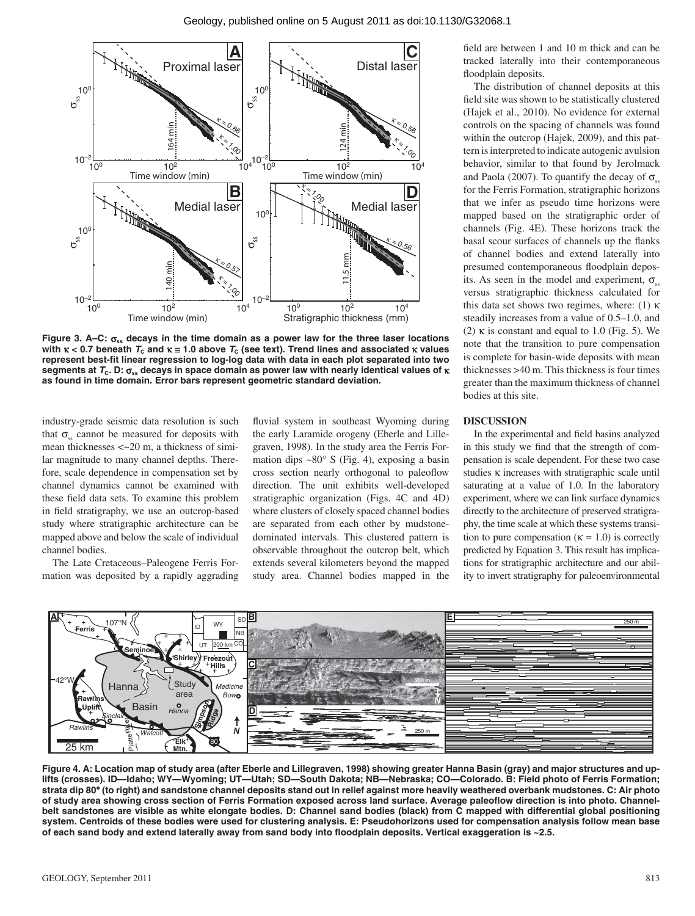Figure 3. A–C: $\sigma_{ss}$ decays in the time domain as a power law for the three laser locations with $\kappa < 0.7$ beneath $T_C$ and $\kappa \cong 1.0$ above $T_C$ (see text). Trend lines and associated $\kappa$ values represent best-fit linear regression to log-log data with data in each plot separated into two segments at $T_C$. D: $\sigma_{ss}$ decays in space domain as power law with nearly identical values of $\kappa$ as found in time domain. Error bars represent geometric standard deviation.

industry-grade seismic data resolution is such that $\sigma_{ss}$ cannot be measured for deposits with mean thicknesses <~20 m, a thickness of similar magnitude to many channel depths. Therefore, scale dependence in compensation set by channel dynamics cannot be examined with these field data sets. To examine this problem in field stratigraphy, we use an outcrop-based study where stratigraphic architecture can be mapped above and below the scale of individual channel bodies.

The Late Cretaceous–Paleogene Ferris Formation was deposited by a rapidly aggrading fluvial system in southeast Wyoming during the early Laramide orogeny (Eberle and Lillegraven, 1998). In the study area the Ferris Formation dips ~80° S (Fig. 4), exposing a basin cross section nearly orthogonal to paleoflow direction. The unit exhibits well-developed stratigraphic organization (Figs. 4C and 4D) where clusters of closely spaced channel bodies are separated from each other by mudstone-dominated intervals. This clustered pattern is observable throughout the outcrop belt, which extends several kilometers beyond the mapped study area. Channel bodies mapped in the field are between 1 and 10 m thick and can be tracked laterally into their contemporaneous floodplain deposits.

The distribution of channel deposits at this field site was shown to be statistically clustered (Hajek et al., 2010). No evidence for external controls on the spacing of channels was found within the outcrop (Hajek, 2009), and this pattern is interpreted to indicate autogenic avulsion behavior, similar to that found by Jerolmack and Paola (2007). To quantify the decay of $\sigma_{ss}$ for the Ferris Formation, stratigraphic horizons that we infer as pseudo time horizons were mapped based on the stratigraphic order of channels (Fig. 4E). These horizons track the basal scour surfaces of channels up the flanks of channel bodies and extend laterally into presumed contemporaneous floodplain deposits. As seen in the model and experiment, $\sigma_{ss}$ versus stratigraphic thickness calculated for this data set shows two regimes, where: (1) $\kappa$ steadily increases from a value of 0.5–1.0, and (2) $\kappa$ is constant and equal to 1.0 (Fig. 5). We note that the transition to pure compensation is complete for basin-wide deposits with mean thicknesses >40 m. This thickness is four times greater than the maximum thickness of channel bodies at this site.

## DISCUSSION

In the experimental and field basins analyzed in this study we find that the strength of compensation is scale dependent. For these two case studies $\kappa$ increases with stratigraphic scale until saturating at a value of 1.0. In the laboratory experiment, where we can link surface dynamics directly to the architecture of preserved stratigraphy, the time scale at which these systems transition to pure compensation ($\kappa = 1.0$) is correctly predicted by Equation 3. This result has implications for stratigraphic architecture and our ability to invert stratigraphy for paleoenvironmental

Figure 4. A: Location map of study area (after Eberle and Lillegraven, 1998) showing greater Hanna Basin (gray) and major structures and uplifts (crosses). ID—Idaho; WY—Wyoming; UT—Utah; SD—South Dakota; NB—Nebraska; CO—Colorado. B: Field photo of Ferris Formation; strata dip 80° (to right) and sandstone channel deposits stand out in relief against more heavily weathered overbank mudstones. C: Air photo of study area showing cross section of Ferris Formation exposed across land surface. Average paleoflow direction is into photo. Channel-belt sandstones are visible as white elongate bodies. D: Channel sand bodies (black) from C mapped with differential global positioning system. Centroids of these bodies were used for clustering analysis. E: Pseudohorizons used for compensation analysis follow mean base of each sand body and extend laterally away from sand body into floodplain deposits. Vertical exaggeration is ~2.5.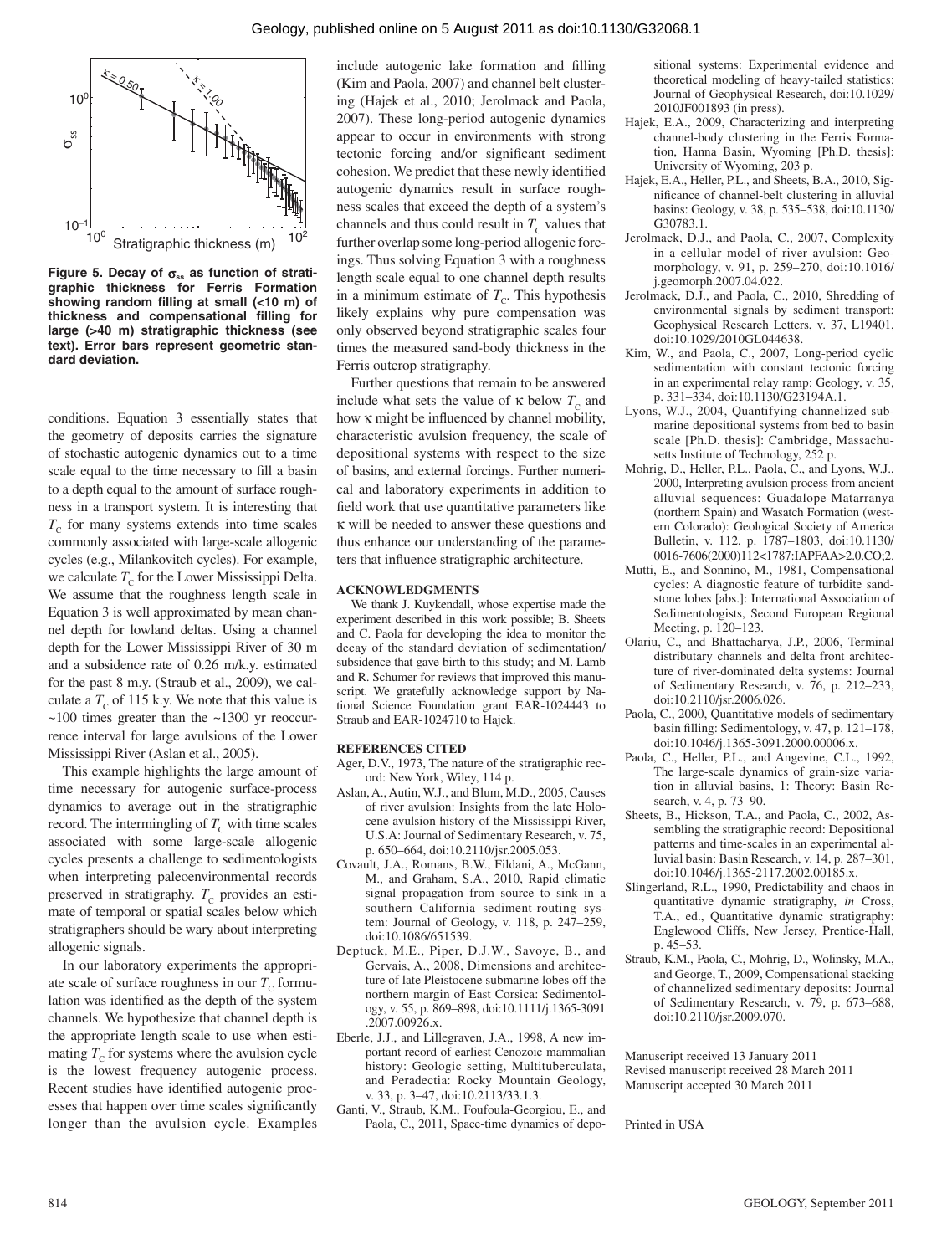κ = 0.50

κ = 1.00

$10^0$

$\sigma_{ss}$

$10^{-1}$

$10^0$ Stratigraphic thickness (m) $10^2$

**Figure 5. Decay of $\sigma_{ss}$ as function of stratigraphic thickness for Ferris Formation showing random filling at small (<10 m) of thickness and compensational filling for large (>40 m) stratigraphic thickness (see text). Error bars represent geometric standard deviation.**

conditions. Equation 3 essentially states that the geometry of deposits carries the signature of stochastic autogenic dynamics out to a time scale equal to the time necessary to fill a basin to a depth equal to the amount of surface roughness in a transport system. It is interesting that $T_C$ for many systems extends into time scales commonly associated with large-scale allogenic cycles (e.g., Milankovitch cycles). For example, we calculate $T_C$ for the Lower Mississippi Delta. We assume that the roughness length scale in Equation 3 is well approximated by mean channel depth for lowland deltas. Using a channel depth for the Lower Mississippi River of 30 m and a subsidence rate of 0.26 m/k.y. estimated for the past 8 m.y. (Straub et al., 2009), we calculate a $T_C$ of 115 k.y. We note that this value is ~100 times greater than the ~1300 yr reoccurrence interval for large avulsions of the Lower Mississippi River (Aslan et al., 2005).

This example highlights the large amount of time necessary for autogenic surface-process dynamics to average out in the stratigraphic record. The intermingling of $T_C$ with time scales associated with some large-scale allogenic cycles presents a challenge to sedimentologists when interpreting paleoenvironmental records preserved in stratigraphy. $T_C$ provides an estimate of temporal or spatial scales below which stratigraphers should be wary about interpreting allogenic signals.

In our laboratory experiments the appropriate scale of surface roughness in our $T_C$ formulation was identified as the depth of the system channels. We hypothesize that channel depth is the appropriate length scale to use when estimating $T_C$ for systems where the avulsion cycle is the lowest frequency autogenic process. Recent studies have identified autogenic processes that happen over time scales significantly longer than the avulsion cycle. Examples include autogenic lake formation and filling (Kim and Paola, 2007) and channel belt clustering (Hajek et al., 2010; Jerolmack and Paola, 2007). These long-period autogenic dynamics appear to occur in environments with strong tectonic forcing and/or significant sediment cohesion. We predict that these newly identified autogenic dynamics result in surface roughness scales that exceed the depth of a system's channels and thus could result in $T_C$ values that further overlap some long-period allogenic forcings. Thus solving Equation 3 with a roughness length scale equal to one channel depth results in a minimum estimate of $T_C$. This hypothesis likely explains why pure compensation was only observed beyond stratigraphic scales four times the measured sand-body thickness in the Ferris outcrop stratigraphy.

Further questions that remain to be answered include what sets the value of κ below $T_C$ and how κ might be influenced by channel mobility, characteristic avulsion frequency, the scale of depositional systems with respect to the size of basins, and external forcings. Further numerical and laboratory experiments in addition to field work that use quantitative parameters like κ will be needed to answer these questions and thus enhance our understanding of the parameters that influence stratigraphic architecture.

## ACKNOWLEDGMENTS

We thank J. Kuykendall, whose expertise made the experiment described in this work possible; B. Sheets and C. Paola for developing the idea to monitor the decay of the standard deviation of sedimentation/subsidence that gave birth to this study; and M. Lamb and R. Schumer for reviews that improved this manuscript. We gratefully acknowledge support by National Science Foundation grant EAR-1024443 to Straub and EAR-1024710 to Hajek.

## REFERENCES CITED

Ager, D.V., 1973, The nature of the stratigraphic record: New York, Wiley, 114 p.

Aslan, A., Autin, W.J., and Blum, M.D., 2005, Causes of river avulsion: Insights from the late Holocene avulsion history of the Mississippi River, U.S.A: Journal of Sedimentary Research, v. 75, p. 650–664, doi:10.2110/jsr.2005.053.

Covault, J.A., Romans, B.W., Fildani, A., McGann, M., and Graham, S.A., 2010, Rapid climatic signal propagation from source to sink in a southern California sediment-routing system: Journal of Geology, v. 118, p. 247–259, doi:10.1086/651539.

Deptuck, M.E., Piper, D.J.W., Savoye, B., and Gervais, A., 2008, Dimensions and architecture of late Pleistocene submarine lobes off the northern margin of East Corsica: Sedimentology, v. 55, p. 869–898, doi:10.1111/j.1365-3091.2007.00926.x.

Eberle, J.J., and Lillegraven, J.A., 1998, A new important record of earliest Cenozoic mammalian history: Geologic setting, Multituberculata, and Peradectia: Rocky Mountain Geology, v. 33, p. 3–47, doi:10.2113/33.1.3.

Ganti, V., Straub, K.M., Foufoula-Georgiou, E., and Paola, C., 2011, Space-time dynamics of depositional systems: Experimental evidence and theoretical modeling of heavy-tailed statistics: Journal of Geophysical Research, doi:10.1029/2010JF001893 (in press).

Hajek, E.A., 2009, Characterizing and interpreting channel-body clustering in the Ferris Formation, Hanna Basin, Wyoming [Ph.D. thesis]: University of Wyoming, 203 p.

Hajek, E.A., Heller, P.L., and Sheets, B.A., 2010, Significance of channel-belt clustering in alluvial basins: Geology, v. 38, p. 535–538, doi:10.1130/G30783.1.

Jerolmack, D.J., and Paola, C., 2007, Complexity in a cellular model of river avulsion: Geomorphology, v. 91, p. 259–270, doi:10.1016/j.geomorph.2007.04.022.

Jerolmack, D.J., and Paola, C., 2010, Shredding of environmental signals by sediment transport: Geophysical Research Letters, v. 37, L19401, doi:10.1029/2010GL044638.

Kim, W., and Paola, C., 2007, Long-period cyclic sedimentation with constant tectonic forcing in an experimental relay ramp: Geology, v. 35, p. 331–334, doi:10.1130/G23194A.1.

Lyons, W.J., 2004, Quantifying channelized submarine depositional systems from bed to basin scale [Ph.D. thesis]: Cambridge, Massachusetts Institute of Technology, 252 p.

Mohrig, D., Heller, P.L., Paola, C., and Lyons, W.J., 2000, Interpreting avulsion process from ancient alluvial sequences: Guadalope-Matarranya (northern Spain) and Wasatch Formation (western Colorado): Geological Society of America Bulletin, v. 112, p. 1787–1803, doi:10.1130/0016-7606(2000)112<1787:IAPFAA>2.0.CO;2.

Mutti, E., and Sonnino, M., 1981, Compensational cycles: A diagnostic feature of turbidite sandstone lobes [abs.]: International Association of Sedimentologists, Second European Regional Meeting, p. 120–123.

Olariu, C., and Bhattacharya, J.P., 2006, Terminal distributary channels and delta front architecture of river-dominated delta systems: Journal of Sedimentary Research, v. 76, p. 212–233, doi:10.2110/jsr.2006.026.

Paola, C., 2000, Quantitative models of sedimentary basin filling: Sedimentology, v. 47, p. 121–178, doi:10.1046/j.1365-3091.2000.00006.x.

Paola, C., Heller, P.L., and Angevine, C.L., 1992, The large-scale dynamics of grain-size variation in alluvial basins, 1: Theory: Basin Research, v. 4, p. 73–90.

Sheets, B., Hickson, T.A., and Paola, C., 2002, Assembling the stratigraphic record: Depositional patterns and time-scales in an experimental alluvial basin: Basin Research, v. 14, p. 287–301, doi:10.1046/j.1365-2117.2002.00185.x.

Slingerland, R.L., 1990, Predictability and chaos in quantitative dynamic stratigraphy, *in* Cross, T.A., ed., Quantitative dynamic stratigraphy: Englewood Cliffs, New Jersey, Prentice-Hall, p. 45–53.

Straub, K.M., Paola, C., Mohrig, D., Wolinsky, M.A., and George, T., 2009, Compensational stacking of channelized sedimentary deposits: Journal of Sedimentary Research, v. 79, p. 673–688, doi:10.2110/jsr.2009.070.

Manuscript received 13 January 2011
Revised manuscript received 28 March 2011
Manuscript accepted 30 March 2011

Printed in USA